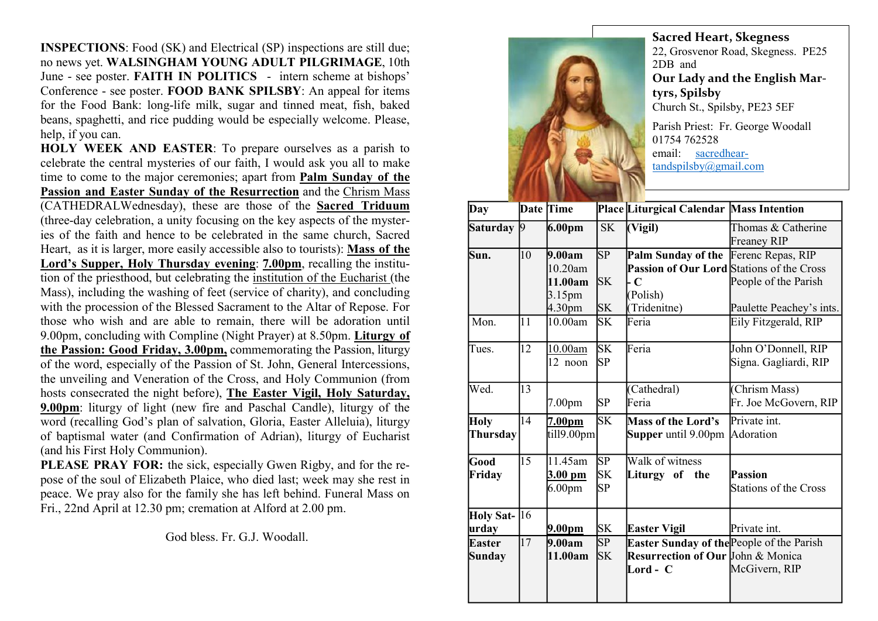**INSPECTIONS**: Food (SK) and Electrical (SP) inspections are still due; no news yet. **WALSINGHAM YOUNG ADULT PILGRIMAGE**, 10th June - see poster. **FAITH IN POLITICS** - intern scheme at bishops' Conference - see poster. **FOOD BANK SPILSBY**: An appeal for items for the Food Bank: long-life milk, sugar and tinned meat, fish, baked beans, spaghetti, and rice pudding would be especially welcome. Please, help, if you can.

**HOLY WEEK AND EASTER**: To prepare ourselves as a parish to celebrate the central mysteries of our faith, I would ask you all to make time to come to the major ceremonies; apart from **Palm Sunday of the Passion and Easter Sunday of the Resurrection** and the Chrism Mass (CATHEDRALWednesday), these are those of the **Sacred Triduum** (three-day celebration, a unity focusing on the key aspects of the mysteries of the faith and hence to be celebrated in the same church, Sacred Heart, as it is larger, more easily accessible also to tourists): **Mass of the Lord's Supper, Holy Thursday evening**: **7.00pm**, recalling the institution of the priesthood, but celebrating the institution of the Eucharist (the Mass), including the washing of feet (service of charity), and concluding with the procession of the Blessed Sacrament to the Altar of Repose. For those who wish and are able to remain, there will be adoration until 9.00pm, concluding with Compline (Night Prayer) at 8.50pm. **Liturgy of the Passion: Good Friday, 3.00pm,** commemorating the Passion, liturgy of the word, especially of the Passion of St. John, General Intercessions, the unveiling and Veneration of the Cross, and Holy Communion (from hosts consecrated the night before), **The Easter Vigil, Holy Saturday, 9.00pm**: liturgy of light (new fire and Paschal Candle), liturgy of the word (recalling God's plan of salvation, Gloria, Easter Alleluia), liturgy of baptismal water (and Confirmation of Adrian), liturgy of Eucharist (and his First Holy Communion).

**PLEASE PRAY FOR:** the sick, especially Gwen Rigby, and for the repose of the soul of Elizabeth Plaice, who died last; week may she rest in peace. We pray also for the family she has left behind. Funeral Mass on Fri., 22nd April at 12.30 pm; cremation at Alford at 2.00 pm.

God bless. Fr. G.J. Woodall.

## Sacred Heart, Skegness

22, Grosvenor Road, Skegness. PE25 2DB and

## Our Lady and the English Martyrs, Spilsby

Church St., Spilsby, PE23 5EF

Parish Priest: Fr. George Woodall
01754 762528
email: sacredheartandspilsby@gmail.com

| Day | Date | Time | Place | Liturgical Calendar | Mass Intention |
|---|---|---|---|---|---|
| **Saturday** | 9 | **6.00pm** | SK | **(Vigil)** | Thomas & Catherine Freaney RIP |
| **Sun.** | 10 | **9.00am**<br>10.20am<br>**11.00am**<br>3.15pm<br>4.30pm | SP<br><br>SK<br><br>SK | **Palm Sunday of the Passion of Our Lord - C**<br>(Polish)<br>(Tridenitne) | Ferenc Repas, RIP<br>Stations of the Cross<br>People of the Parish<br><br>Paulette Peachey's ints. |
| Mon. | 11 | 10.00am | SK | Feria | Eily Fitzgerald, RIP |
| Tues. | 12 | 10.00am<br>12 noon | SK<br>SP | Feria | John O'Donnell, RIP<br>Signa. Gagliardi, RIP |
| Wed. | 13 | <br>7.00pm | <br>SP | (Cathedral)<br>Feria | (Chrism Mass)<br>Fr. Joe McGovern, RIP |
| **Holy Thursday** | 14 | **7.00pm**<br>till9.00pm | SK | **Mass of the Lord's Supper** until 9.00pm | Private int.<br>Adoration |
| **Good Friday** | 15 | 11.45am<br>**3.00 pm**<br>6.00pm | SP<br>SK<br>SP | Walk of witness<br>**Liturgy of the** | <br>**Passion**<br>Stations of the Cross |
| **Holy Saturday** | 16 | **9.00pm** | SK | **Easter Vigil** | Private int. |
| **Easter Sunday** | 17 | **9.00am**<br>**11.00am** | SP<br>SK | **Easter Sunday of the Resurrection of Our Lord - C** | People of the Parish<br>John & Monica McGivern, RIP |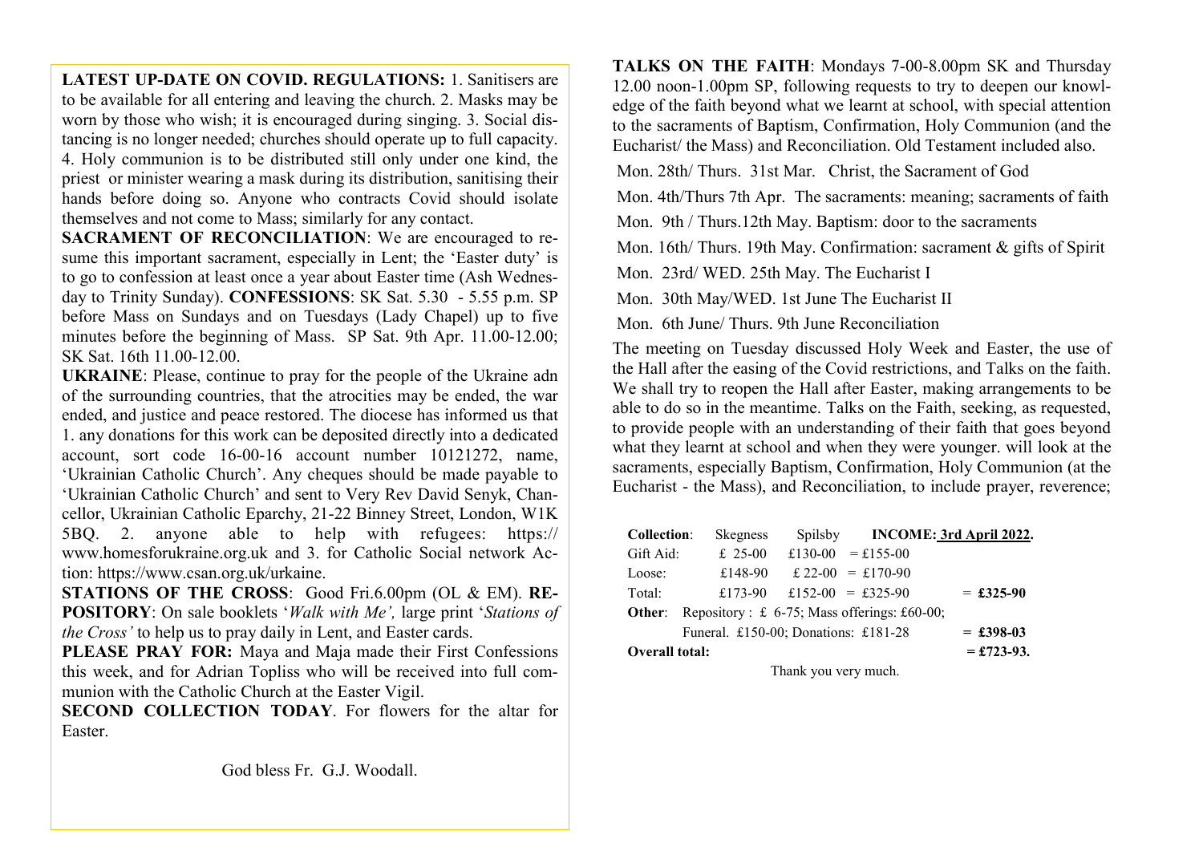**LATEST UP-DATE ON COVID. REGULATIONS:** 1. Sanitisers are to be available for all entering and leaving the church. 2. Masks may be worn by those who wish; it is encouraged during singing. 3. Social distancing is no longer needed; churches should operate up to full capacity. 4. Holy communion is to be distributed still only under one kind, the priest or minister wearing a mask during its distribution, sanitising their hands before doing so. Anyone who contracts Covid should isolate themselves and not come to Mass; similarly for any contact.

**SACRAMENT OF RECONCILIATION**: We are encouraged to resume this important sacrament, especially in Lent; the 'Easter duty' is to go to confession at least once a year about Easter time (Ash Wednesday to Trinity Sunday). **CONFESSIONS**: SK Sat. 5.30 - 5.55 p.m. SP before Mass on Sundays and on Tuesdays (Lady Chapel) up to five minutes before the beginning of Mass. SP Sat. 9th Apr. 11.00-12.00; SK Sat. 16th 11.00-12.00.

**UKRAINE**: Please, continue to pray for the people of the Ukraine adn of the surrounding countries, that the atrocities may be ended, the war ended, and justice and peace restored. The diocese has informed us that 1. any donations for this work can be deposited directly into a dedicated account, sort code 16-00-16 account number 10121272, name, 'Ukrainian Catholic Church'. Any cheques should be made payable to 'Ukrainian Catholic Church' and sent to Very Rev David Senyk, Chancellor, Ukrainian Catholic Eparchy, 21-22 Binney Street, London, W1K 5BQ. 2. anyone able to help with refugees: https://www.homesforukraine.org.uk and 3. for Catholic Social network Action: https://www.csan.org.uk/urkaine.

**STATIONS OF THE CROSS**: Good Fri.6.00pm (OL & EM). **REPOSITORY**: On sale booklets '*Walk with Me',* large print '*Stations of the Cross'* to help us to pray daily in Lent, and Easter cards.

**PLEASE PRAY FOR:** Maya and Maja made their First Confessions this week, and for Adrian Topliss who will be received into full communion with the Catholic Church at the Easter Vigil.

**SECOND COLLECTION TODAY**. For flowers for the altar for Easter.

God bless Fr. G.J. Woodall.

**TALKS ON THE FAITH**: Mondays 7-00-8.00pm SK and Thursday 12.00 noon-1.00pm SP, following requests to try to deepen our knowledge of the faith beyond what we learnt at school, with special attention to the sacraments of Baptism, Confirmation, Holy Communion (and the Eucharist/ the Mass) and Reconciliation. Old Testament included also.

Mon. 28th/ Thurs. 31st Mar. Christ, the Sacrament of God

Mon. 4th/Thurs 7th Apr. The sacraments: meaning; sacraments of faith

Mon. 9th / Thurs.12th May. Baptism: door to the sacraments

Mon. 16th/ Thurs. 19th May. Confirmation: sacrament & gifts of Spirit

Mon. 23rd/ WED. 25th May. The Eucharist I

Mon. 30th May/WED. 1st June The Eucharist II

Mon. 6th June/ Thurs. 9th June Reconciliation

The meeting on Tuesday discussed Holy Week and Easter, the use of the Hall after the easing of the Covid restrictions, and Talks on the faith. We shall try to reopen the Hall after Easter, making arrangements to be able to do so in the meantime. Talks on the Faith, seeking, as requested, to provide people with an understanding of their faith that goes beyond what they learnt at school and when they were younger. will look at the sacraments, especially Baptism, Confirmation, Holy Communion (at the Eucharist - the Mass), and Reconciliation, to include prayer, reverence;

| **Collection**: | Skegness | Spilsby | | **INCOME: 3rd April 2022.** |
|---|---|---|---|---|
| Gift Aid: | £ 25-00 | £130-00 | = £155-00 | |
| Loose: | £148-90 | £ 22-00 | = £170-90 | |
| Total: | £173-90 | £152-00 | = £325-90 | = **£325-90** |
| **Other**: | Repository : £ 6-75; Mass offerings: £60-00; | | | |
| | Funeral. £150-00; Donations: £181-28 | | | = **£398-03** |
| **Overall total:** | | | | **= £723-93.** |

Thank you very much.